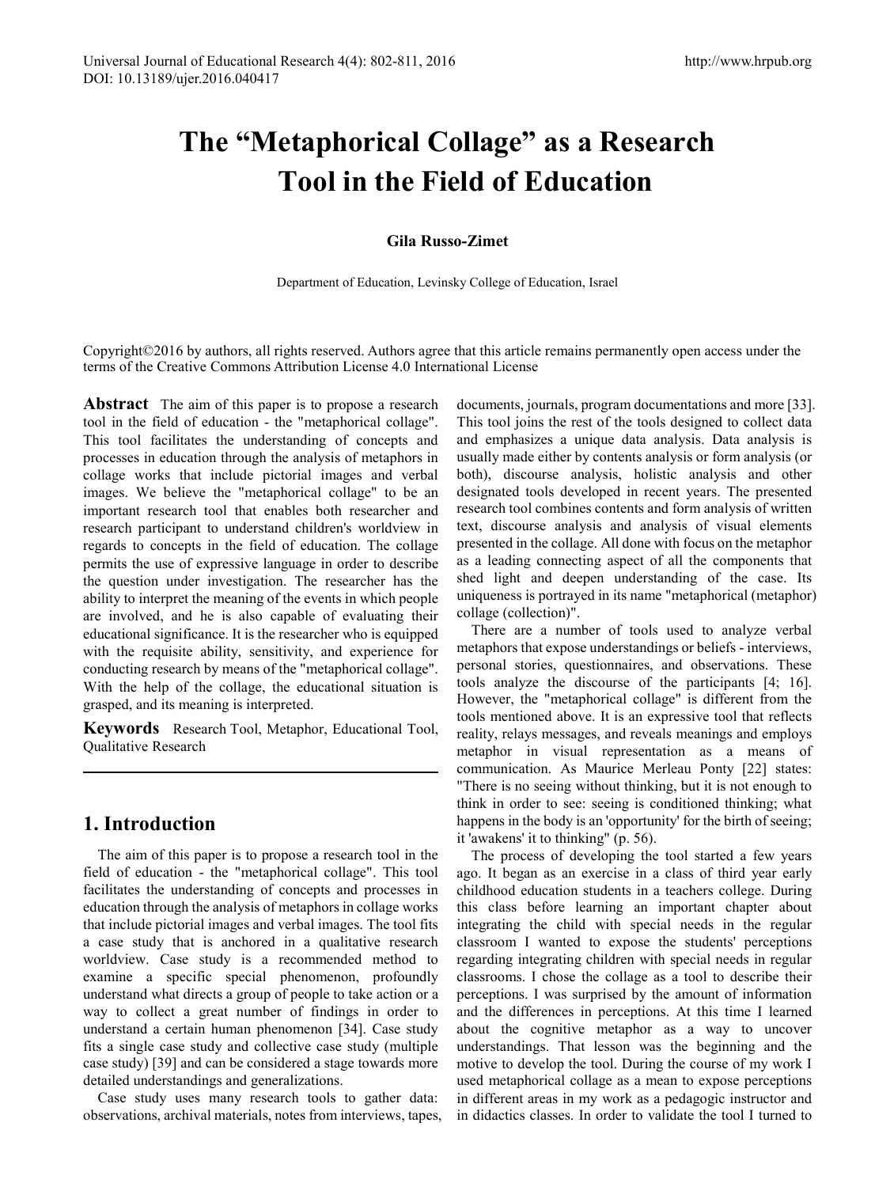# The "Metaphorical Collage" as a Research Tool in the Field of Education

**Gila Russo-Zimet**

Department of Education, Levinsky College of Education, Israel

Copyright©2016 by authors, all rights reserved. Authors agree that this article remains permanently open access under the terms of the Creative Commons Attribution License 4.0 International License

**Abstract** The aim of this paper is to propose a research tool in the field of education - the "metaphorical collage". This tool facilitates the understanding of concepts and processes in education through the analysis of metaphors in collage works that include pictorial images and verbal images. We believe the "metaphorical collage" to be an important research tool that enables both researcher and research participant to understand children's worldview in regards to concepts in the field of education. The collage permits the use of expressive language in order to describe the question under investigation. The researcher has the ability to interpret the meaning of the events in which people are involved, and he is also capable of evaluating their educational significance. It is the researcher who is equipped with the requisite ability, sensitivity, and experience for conducting research by means of the "metaphorical collage". With the help of the collage, the educational situation is grasped, and its meaning is interpreted.

**Keywords** Research Tool, Metaphor, Educational Tool, Qualitative Research

## 1. Introduction

The aim of this paper is to propose a research tool in the field of education - the "metaphorical collage". This tool facilitates the understanding of concepts and processes in education through the analysis of metaphors in collage works that include pictorial images and verbal images. The tool fits a case study that is anchored in a qualitative research worldview. Case study is a recommended method to examine a specific special phenomenon, profoundly understand what directs a group of people to take action or a way to collect a great number of findings in order to understand a certain human phenomenon [34]. Case study fits a single case study and collective case study (multiple case study) [39] and can be considered a stage towards more detailed understandings and generalizations.

Case study uses many research tools to gather data: observations, archival materials, notes from interviews, tapes, documents, journals, program documentations and more [33]. This tool joins the rest of the tools designed to collect data and emphasizes a unique data analysis. Data analysis is usually made either by contents analysis or form analysis (or both), discourse analysis, holistic analysis and other designated tools developed in recent years. The presented research tool combines contents and form analysis of written text, discourse analysis and analysis of visual elements presented in the collage. All done with focus on the metaphor as a leading connecting aspect of all the components that shed light and deepen understanding of the case. Its uniqueness is portrayed in its name "metaphorical (metaphor) collage (collection)".

There are a number of tools used to analyze verbal metaphors that expose understandings or beliefs - interviews, personal stories, questionnaires, and observations. These tools analyze the discourse of the participants [4; 16]. However, the "metaphorical collage" is different from the tools mentioned above. It is an expressive tool that reflects reality, relays messages, and reveals meanings and employs metaphor in visual representation as a means of communication. As Maurice Merleau Ponty [22] states: "There is no seeing without thinking, but it is not enough to think in order to see: seeing is conditioned thinking; what happens in the body is an 'opportunity' for the birth of seeing; it 'awakens' it to thinking" (p. 56).

The process of developing the tool started a few years ago. It began as an exercise in a class of third year early childhood education students in a teachers college. During this class before learning an important chapter about integrating the child with special needs in the regular classroom I wanted to expose the students' perceptions regarding integrating children with special needs in regular classrooms. I chose the collage as a tool to describe their perceptions. I was surprised by the amount of information and the differences in perceptions. At this time I learned about the cognitive metaphor as a way to uncover understandings. That lesson was the beginning and the motive to develop the tool. During the course of my work I used metaphorical collage as a mean to expose perceptions in different areas in my work as a pedagogic instructor and in didactics classes. In order to validate the tool I turned to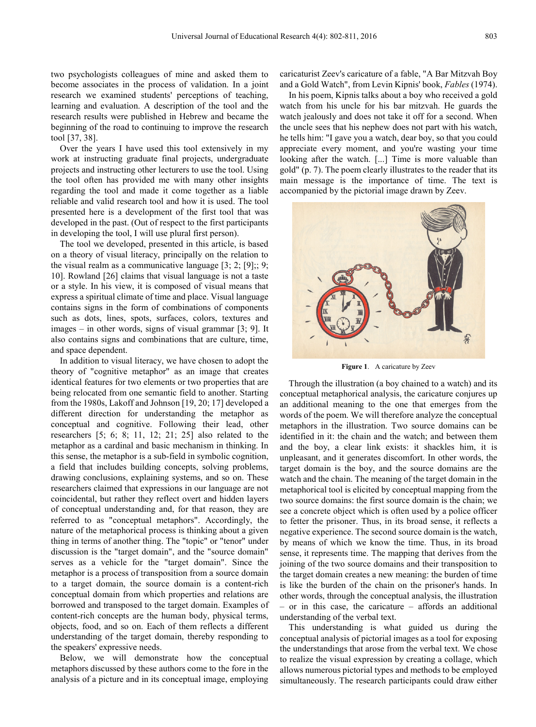two psychologists colleagues of mine and asked them to become associates in the process of validation. In a joint research we examined students' perceptions of teaching, learning and evaluation. A description of the tool and the research results were published in Hebrew and became the beginning of the road to continuing to improve the research tool [37, 38].

Over the years I have used this tool extensively in my work at instructing graduate final projects, undergraduate projects and instructing other lecturers to use the tool. Using the tool often has provided me with many other insights regarding the tool and made it come together as a liable reliable and valid research tool and how it is used. The tool presented here is a development of the first tool that was developed in the past. (Out of respect to the first participants in developing the tool, I will use plural first person).

The tool we developed, presented in this article, is based on a theory of visual literacy, principally on the relation to the visual realm as a communicative language [3; 2; [9];; 9; 10]. Rowland [26] claims that visual language is not a taste or a style. In his view, it is composed of visual means that express a spiritual climate of time and place. Visual language contains signs in the form of combinations of components such as dots, lines, spots, surfaces, colors, textures and images – in other words, signs of visual grammar [3; 9]. It also contains signs and combinations that are culture, time, and space dependent.

In addition to visual literacy, we have chosen to adopt the theory of "cognitive metaphor" as an image that creates identical features for two elements or two properties that are being relocated from one semantic field to another. Starting from the 1980s, Lakoff and Johnson [19, 20; 17] developed a different direction for understanding the metaphor as conceptual and cognitive. Following their lead, other researchers [5; 6; 8; 11, 12; 21; 25] also related to the metaphor as a cardinal and basic mechanism in thinking. In this sense, the metaphor is a sub-field in symbolic cognition, a field that includes building concepts, solving problems, drawing conclusions, explaining systems, and so on. These researchers claimed that expressions in our language are not coincidental, but rather they reflect overt and hidden layers of conceptual understanding and, for that reason, they are referred to as "conceptual metaphors". Accordingly, the nature of the metaphorical process is thinking about a given thing in terms of another thing. The "topic" or "tenor" under discussion is the "target domain", and the "source domain" serves as a vehicle for the "target domain". Since the metaphor is a process of transposition from a source domain to a target domain, the source domain is a content-rich conceptual domain from which properties and relations are borrowed and transposed to the target domain. Examples of content-rich concepts are the human body, physical terms, objects, food, and so on. Each of them reflects a different understanding of the target domain, thereby responding to the speakers' expressive needs.

Below, we will demonstrate how the conceptual metaphors discussed by these authors come to the fore in the analysis of a picture and in its conceptual image, employing caricaturist Zeev's caricature of a fable, "A Bar Mitzvah Boy and a Gold Watch", from Levin Kipnis' book, *Fables* (1974).

In his poem, Kipnis talks about a boy who received a gold watch from his uncle for his bar mitzvah. He guards the watch jealously and does not take it off for a second. When the uncle sees that his nephew does not part with his watch, he tells him: "I gave you a watch, dear boy, so that you could appreciate every moment, and you're wasting your time looking after the watch. [...] Time is more valuable than gold" (p. 7). The poem clearly illustrates to the reader that its main message is the importance of time. The text is accompanied by the pictorial image drawn by Zeev.

**Figure 1**. A caricature by Zeev

Through the illustration (a boy chained to a watch) and its conceptual metaphorical analysis, the caricature conjures up an additional meaning to the one that emerges from the words of the poem. We will therefore analyze the conceptual metaphors in the illustration. Two source domains can be identified in it: the chain and the watch; and between them and the boy, a clear link exists: it shackles him, it is unpleasant, and it generates discomfort. In other words, the target domain is the boy, and the source domains are the watch and the chain. The meaning of the target domain in the metaphorical tool is elicited by conceptual mapping from the two source domains: the first source domain is the chain; we see a concrete object which is often used by a police officer to fetter the prisoner. Thus, in its broad sense, it reflects a negative experience. The second source domain is the watch, by means of which we know the time. Thus, in its broad sense, it represents time. The mapping that derives from the joining of the two source domains and their transposition to the target domain creates a new meaning: the burden of time is like the burden of the chain on the prisoner's hands. In other words, through the conceptual analysis, the illustration – or in this case, the caricature – affords an additional understanding of the verbal text.

This understanding is what guided us during the conceptual analysis of pictorial images as a tool for exposing the understandings that arose from the verbal text. We chose to realize the visual expression by creating a collage, which allows numerous pictorial types and methods to be employed simultaneously. The research participants could draw either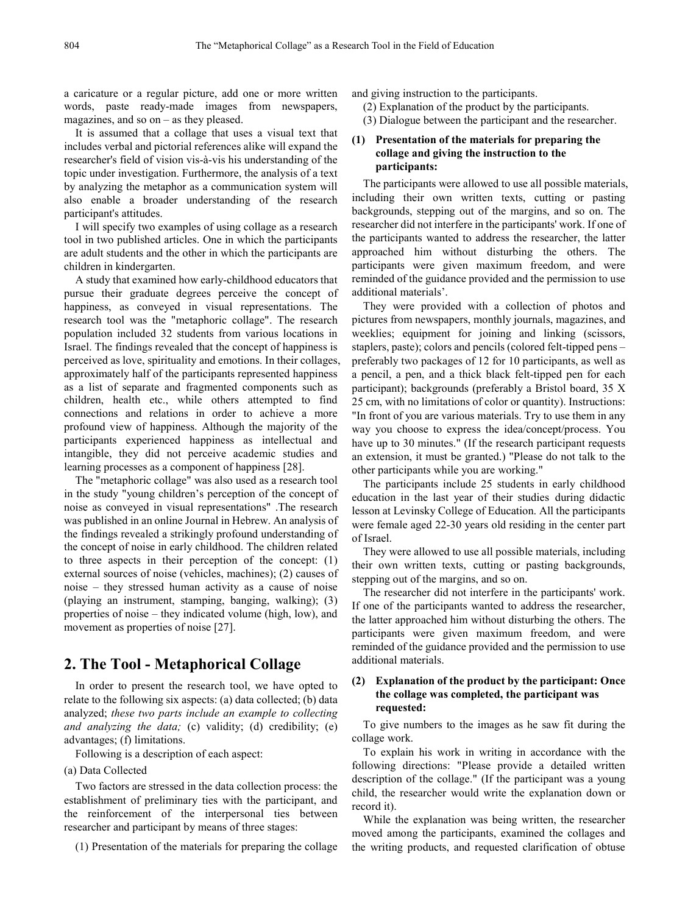a caricature or a regular picture, add one or more written words, paste ready-made images from newspapers, magazines, and so on – as they pleased.

It is assumed that a collage that uses a visual text that includes verbal and pictorial references alike will expand the researcher's field of vision vis-à-vis his understanding of the topic under investigation. Furthermore, the analysis of a text by analyzing the metaphor as a communication system will also enable a broader understanding of the research participant's attitudes.

I will specify two examples of using collage as a research tool in two published articles. One in which the participants are adult students and the other in which the participants are children in kindergarten.

A study that examined how early-childhood educators that pursue their graduate degrees perceive the concept of happiness, as conveyed in visual representations. The research tool was the "metaphoric collage". The research population included 32 students from various locations in Israel. The findings revealed that the concept of happiness is perceived as love, spirituality and emotions. In their collages, approximately half of the participants represented happiness as a list of separate and fragmented components such as children, health etc., while others attempted to find connections and relations in order to achieve a more profound view of happiness. Although the majority of the participants experienced happiness as intellectual and intangible, they did not perceive academic studies and learning processes as a component of happiness [28].

The "metaphoric collage" was also used as a research tool in the study "young children's perception of the concept of noise as conveyed in visual representations" .The research was published in an online Journal in Hebrew. An analysis of the findings revealed a strikingly profound understanding of the concept of noise in early childhood. The children related to three aspects in their perception of the concept: (1) external sources of noise (vehicles, machines); (2) causes of noise – they stressed human activity as a cause of noise (playing an instrument, stamping, banging, walking); (3) properties of noise – they indicated volume (high, low), and movement as properties of noise [27].

## 2. The Tool - Metaphorical Collage

In order to present the research tool, we have opted to relate to the following six aspects: (a) data collected; (b) data analyzed; *these two parts include an example to collecting and analyzing the data;* (c) validity; (d) credibility; (e) advantages; (f) limitations.

Following is a description of each aspect:

(a) Data Collected

Two factors are stressed in the data collection process: the establishment of preliminary ties with the participant, and the reinforcement of the interpersonal ties between researcher and participant by means of three stages:

(1) Presentation of the materials for preparing the collage and giving instruction to the participants.

(2) Explanation of the product by the participants.

(3) Dialogue between the participant and the researcher.

**(1) Presentation of the materials for preparing the collage and giving the instruction to the participants:**

The participants were allowed to use all possible materials, including their own written texts, cutting or pasting backgrounds, stepping out of the margins, and so on. The researcher did not interfere in the participants' work. If one of the participants wanted to address the researcher, the latter approached him without disturbing the others. The participants were given maximum freedom, and were reminded of the guidance provided and the permission to use additional materials'.

They were provided with a collection of photos and pictures from newspapers, monthly journals, magazines, and weeklies; equipment for joining and linking (scissors, staplers, paste); colors and pencils (colored felt-tipped pens – preferably two packages of 12 for 10 participants, as well as a pencil, a pen, and a thick black felt-tipped pen for each participant); backgrounds (preferably a Bristol board, 35 X 25 cm, with no limitations of color or quantity). Instructions: "In front of you are various materials. Try to use them in any way you choose to express the idea/concept/process. You have up to 30 minutes." (If the research participant requests an extension, it must be granted.) "Please do not talk to the other participants while you are working."

The participants include 25 students in early childhood education in the last year of their studies during didactic lesson at Levinsky College of Education. All the participants were female aged 22-30 years old residing in the center part of Israel.

They were allowed to use all possible materials, including their own written texts, cutting or pasting backgrounds, stepping out of the margins, and so on.

The researcher did not interfere in the participants' work. If one of the participants wanted to address the researcher, the latter approached him without disturbing the others. The participants were given maximum freedom, and were reminded of the guidance provided and the permission to use additional materials.

**(2) Explanation of the product by the participant: Once the collage was completed, the participant was requested:**

To give numbers to the images as he saw fit during the collage work.

To explain his work in writing in accordance with the following directions: "Please provide a detailed written description of the collage." (If the participant was a young child, the researcher would write the explanation down or record it).

While the explanation was being written, the researcher moved among the participants, examined the collages and the writing products, and requested clarification of obtuse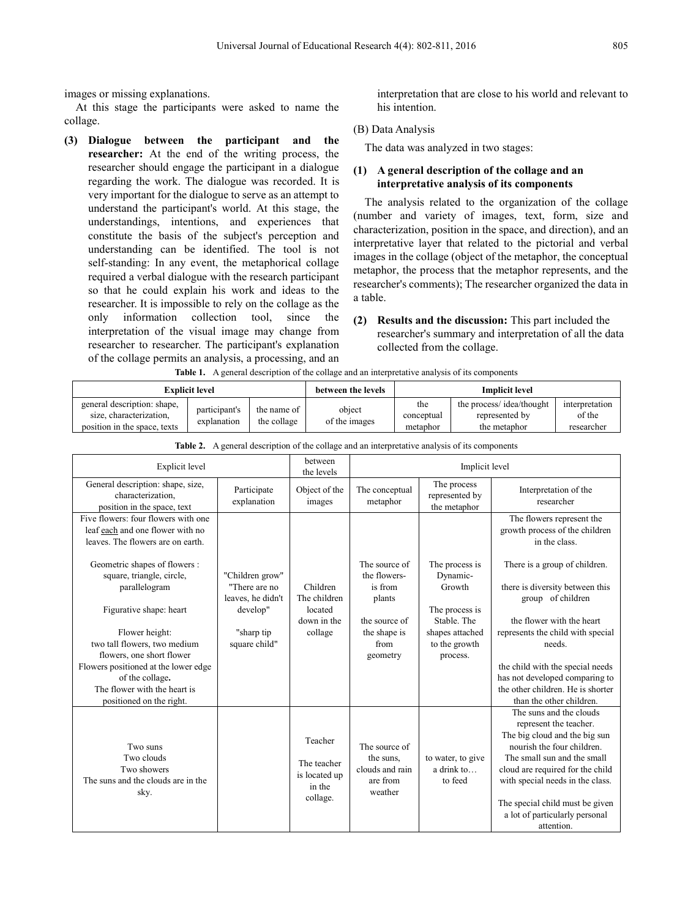images or missing explanations.

At this stage the participants were asked to name the collage.

**(3) Dialogue between the participant and the researcher:** At the end of the writing process, the researcher should engage the participant in a dialogue regarding the work. The dialogue was recorded. It is very important for the dialogue to serve as an attempt to understand the participant's world. At this stage, the understandings, intentions, and experiences that constitute the basis of the subject's perception and understanding can be identified. The tool is not self-standing: In any event, the metaphorical collage required a verbal dialogue with the research participant so that he could explain his work and ideas to the researcher. It is impossible to rely on the collage as the only information collection tool, since the interpretation of the visual image may change from researcher to researcher. The participant's explanation of the collage permits an analysis, a processing, and an interpretation that are close to his world and relevant to his intention.

(B) Data Analysis

The data was analyzed in two stages:

**(1) A general description of the collage and an interpretative analysis of its components**

The analysis related to the organization of the collage (number and variety of images, text, form, size and characterization, position in the space, and direction), and an interpretative layer that related to the pictorial and verbal images in the collage (object of the metaphor, the conceptual metaphor, the process that the metaphor represents, and the researcher's comments); The researcher organized the data in a table.

**(2) Results and the discussion:** This part included the researcher's summary and interpretation of all the data collected from the collage.

**Table 1.** A general description of the collage and an interpretative analysis of its components

| **Explicit level** | | | **between the levels** | **Implicit level** | | |
|---|---|---|---|---|---|---|
| general description: shape, size, characterization, position in the space, texts | participant's explanation | the name of the collage | object of the images | the conceptual metaphor | the process/ idea/thought represented by the metaphor | interpretation of the researcher |

**Table 2.** A general description of the collage and an interpretative analysis of its components

| Explicit level | | between the levels | Implicit level | | |
|---|---|---|---|---|---|
| General description: shape, size, characterization, position in the space, text | Participate explanation | Object of the images | The conceptual metaphor | The process represented by the metaphor | Interpretation of the researcher |
| Five flowers: four flowers with one leaf each and one flower with no leaves. The flowers are on earth.<br><br>Geometric shapes of flowers : square, triangle, circle, parallelogram<br><br>Figurative shape: heart<br><br>Flower height: two tall flowers, two medium flowers, one short flower Flowers positioned at the lower edge of the collage. The flower with the heart is positioned on the right. | "Children grow" "There are no leaves, he didn't develop"<br><br>"sharp tip square child" | Children The children located down in the collage | The source of the flowers- is from plants<br><br>the source of the shape is from geometry | The process is Dynamic- Growth<br><br>The process is Stable. The shapes attached to the growth process. | The flowers represent the growth process of the children in the class.<br><br>There is a group of children.<br><br>there is diversity between this group of children<br><br>the flower with the heart represents the child with special needs.<br><br>the child with the special needs has not developed comparing to the other children. He is shorter than the other children. |
| Two suns Two clouds Two showers The suns and the clouds are in the sky. | | Teacher<br><br>The teacher is located up in the collage. | The source of the suns, clouds and rain are from weather | to water, to give a drink to… to feed | The suns and the clouds represent the teacher. The big cloud and the big sun nourish the four children. The small sun and the small cloud are required for the child with special needs in the class.<br><br>The special child must be given a lot of particularly personal attention. |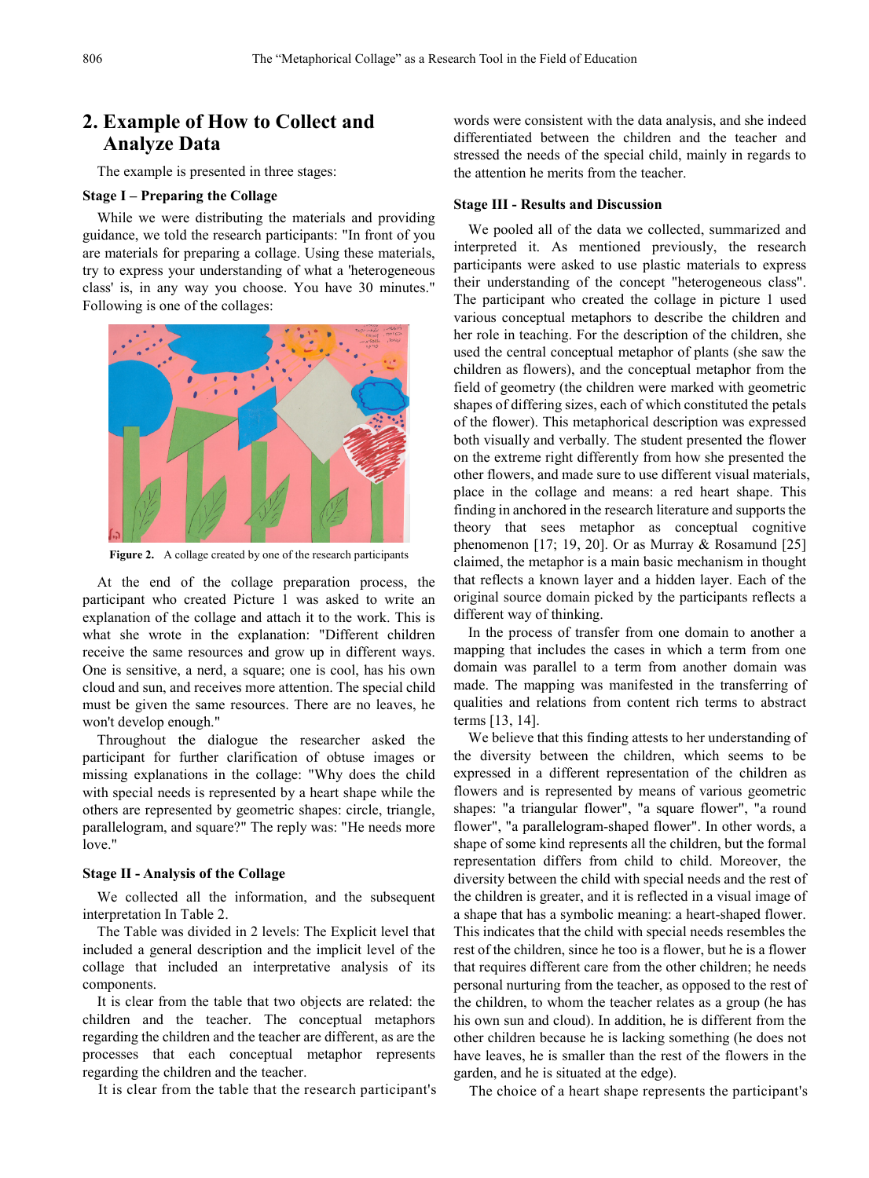## 2. Example of How to Collect and Analyze Data

The example is presented in three stages:

### Stage I – Preparing the Collage

While we were distributing the materials and providing guidance, we told the research participants: "In front of you are materials for preparing a collage. Using these materials, try to express your understanding of what a 'heterogeneous class' is, in any way you choose. You have 30 minutes." Following is one of the collages:

**Figure 2.** A collage created by one of the research participants

At the end of the collage preparation process, the participant who created Picture 1 was asked to write an explanation of the collage and attach it to the work. This is what she wrote in the explanation: "Different children receive the same resources and grow up in different ways. One is sensitive, a nerd, a square; one is cool, has his own cloud and sun, and receives more attention. The special child must be given the same resources. There are no leaves, he won't develop enough."

Throughout the dialogue the researcher asked the participant for further clarification of obtuse images or missing explanations in the collage: "Why does the child with special needs is represented by a heart shape while the others are represented by geometric shapes: circle, triangle, parallelogram, and square?" The reply was: "He needs more love."

### Stage II - Analysis of the Collage

We collected all the information, and the subsequent interpretation In Table 2.

The Table was divided in 2 levels: The Explicit level that included a general description and the implicit level of the collage that included an interpretative analysis of its components.

It is clear from the table that two objects are related: the children and the teacher. The conceptual metaphors regarding the children and the teacher are different, as are the processes that each conceptual metaphor represents regarding the children and the teacher.

It is clear from the table that the research participant's words were consistent with the data analysis, and she indeed differentiated between the children and the teacher and stressed the needs of the special child, mainly in regards to the attention he merits from the teacher.

### Stage III - Results and Discussion

We pooled all of the data we collected, summarized and interpreted it. As mentioned previously, the research participants were asked to use plastic materials to express their understanding of the concept "heterogeneous class". The participant who created the collage in picture 1 used various conceptual metaphors to describe the children and her role in teaching. For the description of the children, she used the central conceptual metaphor of plants (she saw the children as flowers), and the conceptual metaphor from the field of geometry (the children were marked with geometric shapes of differing sizes, each of which constituted the petals of the flower). This metaphorical description was expressed both visually and verbally. The student presented the flower on the extreme right differently from how she presented the other flowers, and made sure to use different visual materials, place in the collage and means: a red heart shape. This finding in anchored in the research literature and supports the theory that sees metaphor as conceptual cognitive phenomenon [17; 19, 20]. Or as Murray & Rosamund [25] claimed, the metaphor is a main basic mechanism in thought that reflects a known layer and a hidden layer. Each of the original source domain picked by the participants reflects a different way of thinking.

In the process of transfer from one domain to another a mapping that includes the cases in which a term from one domain was parallel to a term from another domain was made. The mapping was manifested in the transferring of qualities and relations from content rich terms to abstract terms [13, 14].

We believe that this finding attests to her understanding of the diversity between the children, which seems to be expressed in a different representation of the children as flowers and is represented by means of various geometric shapes: "a triangular flower", "a square flower", "a round flower", "a parallelogram-shaped flower". In other words, a shape of some kind represents all the children, but the formal representation differs from child to child. Moreover, the diversity between the child with special needs and the rest of the children is greater, and it is reflected in a visual image of a shape that has a symbolic meaning: a heart-shaped flower. This indicates that the child with special needs resembles the rest of the children, since he too is a flower, but he is a flower that requires different care from the other children; he needs personal nurturing from the teacher, as opposed to the rest of the children, to whom the teacher relates as a group (he has his own sun and cloud). In addition, he is different from the other children because he is lacking something (he does not have leaves, he is smaller than the rest of the flowers in the garden, and he is situated at the edge).

The choice of a heart shape represents the participant's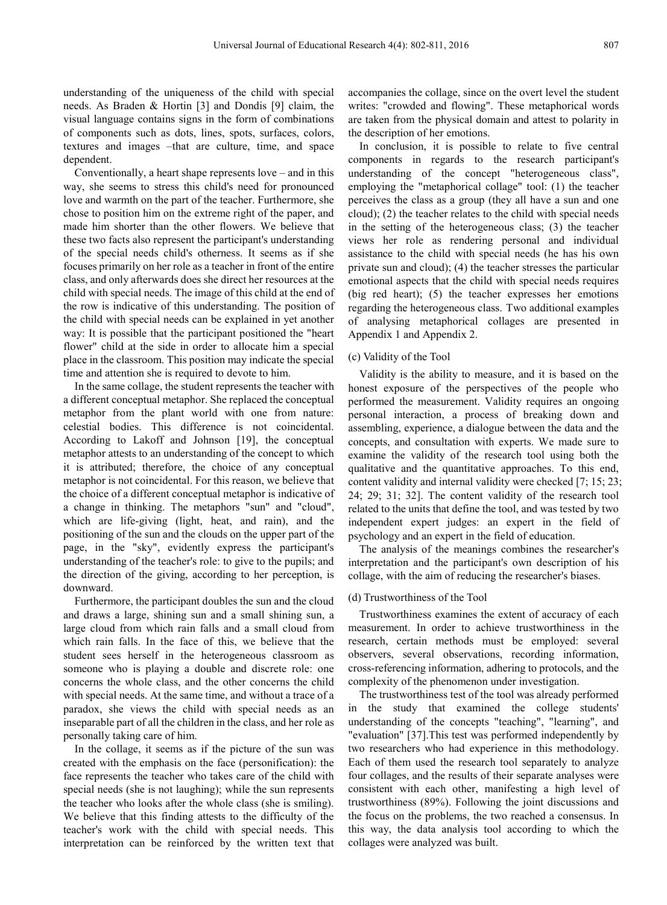understanding of the uniqueness of the child with special needs. As Braden & Hortin [3] and Dondis [9] claim, the visual language contains signs in the form of combinations of components such as dots, lines, spots, surfaces, colors, textures and images –that are culture, time, and space dependent.

Conventionally, a heart shape represents love – and in this way, she seems to stress this child's need for pronounced love and warmth on the part of the teacher. Furthermore, she chose to position him on the extreme right of the paper, and made him shorter than the other flowers. We believe that these two facts also represent the participant's understanding of the special needs child's otherness. It seems as if she focuses primarily on her role as a teacher in front of the entire class, and only afterwards does she direct her resources at the child with special needs. The image of this child at the end of the row is indicative of this understanding. The position of the child with special needs can be explained in yet another way: It is possible that the participant positioned the "heart flower" child at the side in order to allocate him a special place in the classroom. This position may indicate the special time and attention she is required to devote to him.

In the same collage, the student represents the teacher with a different conceptual metaphor. She replaced the conceptual metaphor from the plant world with one from nature: celestial bodies. This difference is not coincidental. According to Lakoff and Johnson [19], the conceptual metaphor attests to an understanding of the concept to which it is attributed; therefore, the choice of any conceptual metaphor is not coincidental. For this reason, we believe that the choice of a different conceptual metaphor is indicative of a change in thinking. The metaphors "sun" and "cloud", which are life-giving (light, heat, and rain), and the positioning of the sun and the clouds on the upper part of the page, in the "sky", evidently express the participant's understanding of the teacher's role: to give to the pupils; and the direction of the giving, according to her perception, is downward.

Furthermore, the participant doubles the sun and the cloud and draws a large, shining sun and a small shining sun, a large cloud from which rain falls and a small cloud from which rain falls. In the face of this, we believe that the student sees herself in the heterogeneous classroom as someone who is playing a double and discrete role: one concerns the whole class, and the other concerns the child with special needs. At the same time, and without a trace of a paradox, she views the child with special needs as an inseparable part of all the children in the class, and her role as personally taking care of him.

In the collage, it seems as if the picture of the sun was created with the emphasis on the face (personification): the face represents the teacher who takes care of the child with special needs (she is not laughing); while the sun represents the teacher who looks after the whole class (she is smiling). We believe that this finding attests to the difficulty of the teacher's work with the child with special needs. This interpretation can be reinforced by the written text that accompanies the collage, since on the overt level the student writes: "crowded and flowing". These metaphorical words are taken from the physical domain and attest to polarity in the description of her emotions.

In conclusion, it is possible to relate to five central components in regards to the research participant's understanding of the concept "heterogeneous class", employing the "metaphorical collage" tool: (1) the teacher perceives the class as a group (they all have a sun and one cloud); (2) the teacher relates to the child with special needs in the setting of the heterogeneous class; (3) the teacher views her role as rendering personal and individual assistance to the child with special needs (he has his own private sun and cloud); (4) the teacher stresses the particular emotional aspects that the child with special needs requires (big red heart); (5) the teacher expresses her emotions regarding the heterogeneous class. Two additional examples of analysing metaphorical collages are presented in Appendix 1 and Appendix 2.

(c) Validity of the Tool

Validity is the ability to measure, and it is based on the honest exposure of the perspectives of the people who performed the measurement. Validity requires an ongoing personal interaction, a process of breaking down and assembling, experience, a dialogue between the data and the concepts, and consultation with experts. We made sure to examine the validity of the research tool using both the qualitative and the quantitative approaches. To this end, content validity and internal validity were checked [7; 15; 23; 24; 29; 31; 32]. The content validity of the research tool related to the units that define the tool, and was tested by two independent expert judges: an expert in the field of psychology and an expert in the field of education.

The analysis of the meanings combines the researcher's interpretation and the participant's own description of his collage, with the aim of reducing the researcher's biases.

(d) Trustworthiness of the Tool

Trustworthiness examines the extent of accuracy of each measurement. In order to achieve trustworthiness in the research, certain methods must be employed: several observers, several observations, recording information, cross-referencing information, adhering to protocols, and the complexity of the phenomenon under investigation.

The trustworthiness test of the tool was already performed in the study that examined the college students' understanding of the concepts "teaching", "learning", and "evaluation" [37].This test was performed independently by two researchers who had experience in this methodology. Each of them used the research tool separately to analyze four collages, and the results of their separate analyses were consistent with each other, manifesting a high level of trustworthiness (89%). Following the joint discussions and the focus on the problems, the two reached a consensus. In this way, the data analysis tool according to which the collages were analyzed was built.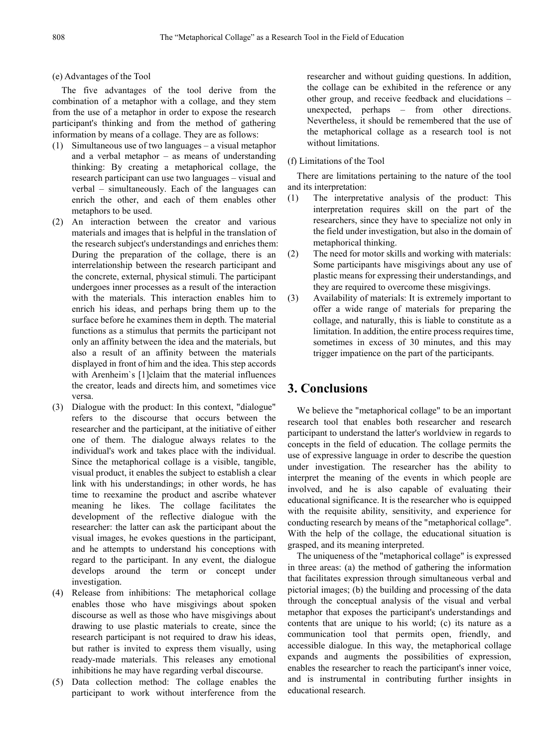(e) Advantages of the Tool

The five advantages of the tool derive from the combination of a metaphor with a collage, and they stem from the use of a metaphor in order to expose the research participant's thinking and from the method of gathering information by means of a collage. They are as follows:

(1) Simultaneous use of two languages – a visual metaphor and a verbal metaphor – as means of understanding thinking: By creating a metaphorical collage, the research participant can use two languages – visual and verbal – simultaneously. Each of the languages can enrich the other, and each of them enables other metaphors to be used.
(2) An interaction between the creator and various materials and images that is helpful in the translation of the research subject's understandings and enriches them: During the preparation of the collage, there is an interrelationship between the research participant and the concrete, external, physical stimuli. The participant undergoes inner processes as a result of the interaction with the materials. This interaction enables him to enrich his ideas, and perhaps bring them up to the surface before he examines them in depth. The material functions as a stimulus that permits the participant not only an affinity between the idea and the materials, but also a result of an affinity between the materials displayed in front of him and the idea. This step accords with Arenheim`s [1]claim that the material influences the creator, leads and directs him, and sometimes vice versa.
(3) Dialogue with the product: In this context, "dialogue" refers to the discourse that occurs between the researcher and the participant, at the initiative of either one of them. The dialogue always relates to the individual's work and takes place with the individual. Since the metaphorical collage is a visible, tangible, visual product, it enables the subject to establish a clear link with his understandings; in other words, he has time to reexamine the product and ascribe whatever meaning he likes. The collage facilitates the development of the reflective dialogue with the researcher: the latter can ask the participant about the visual images, he evokes questions in the participant, and he attempts to understand his conceptions with regard to the participant. In any event, the dialogue develops around the term or concept under investigation.
(4) Release from inhibitions: The metaphorical collage enables those who have misgivings about spoken discourse as well as those who have misgivings about drawing to use plastic materials to create, since the research participant is not required to draw his ideas, but rather is invited to express them visually, using ready-made materials. This releases any emotional inhibitions he may have regarding verbal discourse.
(5) Data collection method: The collage enables the participant to work without interference from the researcher and without guiding questions. In addition, the collage can be exhibited in the reference or any other group, and receive feedback and elucidations – unexpected, perhaps – from other directions. Nevertheless, it should be remembered that the use of the metaphorical collage as a research tool is not without limitations.

(f) Limitations of the Tool

There are limitations pertaining to the nature of the tool and its interpretation:

(1) The interpretative analysis of the product: This interpretation requires skill on the part of the researchers, since they have to specialize not only in the field under investigation, but also in the domain of metaphorical thinking.
(2) The need for motor skills and working with materials: Some participants have misgivings about any use of plastic means for expressing their understandings, and they are required to overcome these misgivings.
(3) Availability of materials: It is extremely important to offer a wide range of materials for preparing the collage, and naturally, this is liable to constitute as a limitation. In addition, the entire process requires time, sometimes in excess of 30 minutes, and this may trigger impatience on the part of the participants.

## 3. Conclusions

We believe the "metaphorical collage" to be an important research tool that enables both researcher and research participant to understand the latter's worldview in regards to concepts in the field of education. The collage permits the use of expressive language in order to describe the question under investigation. The researcher has the ability to interpret the meaning of the events in which people are involved, and he is also capable of evaluating their educational significance. It is the researcher who is equipped with the requisite ability, sensitivity, and experience for conducting research by means of the "metaphorical collage". With the help of the collage, the educational situation is grasped, and its meaning interpreted.

The uniqueness of the "metaphorical collage" is expressed in three areas: (a) the method of gathering the information that facilitates expression through simultaneous verbal and pictorial images; (b) the building and processing of the data through the conceptual analysis of the visual and verbal metaphor that exposes the participant's understandings and contents that are unique to his world; (c) its nature as a communication tool that permits open, friendly, and accessible dialogue. In this way, the metaphorical collage expands and augments the possibilities of expression, enables the researcher to reach the participant's inner voice, and is instrumental in contributing further insights in educational research.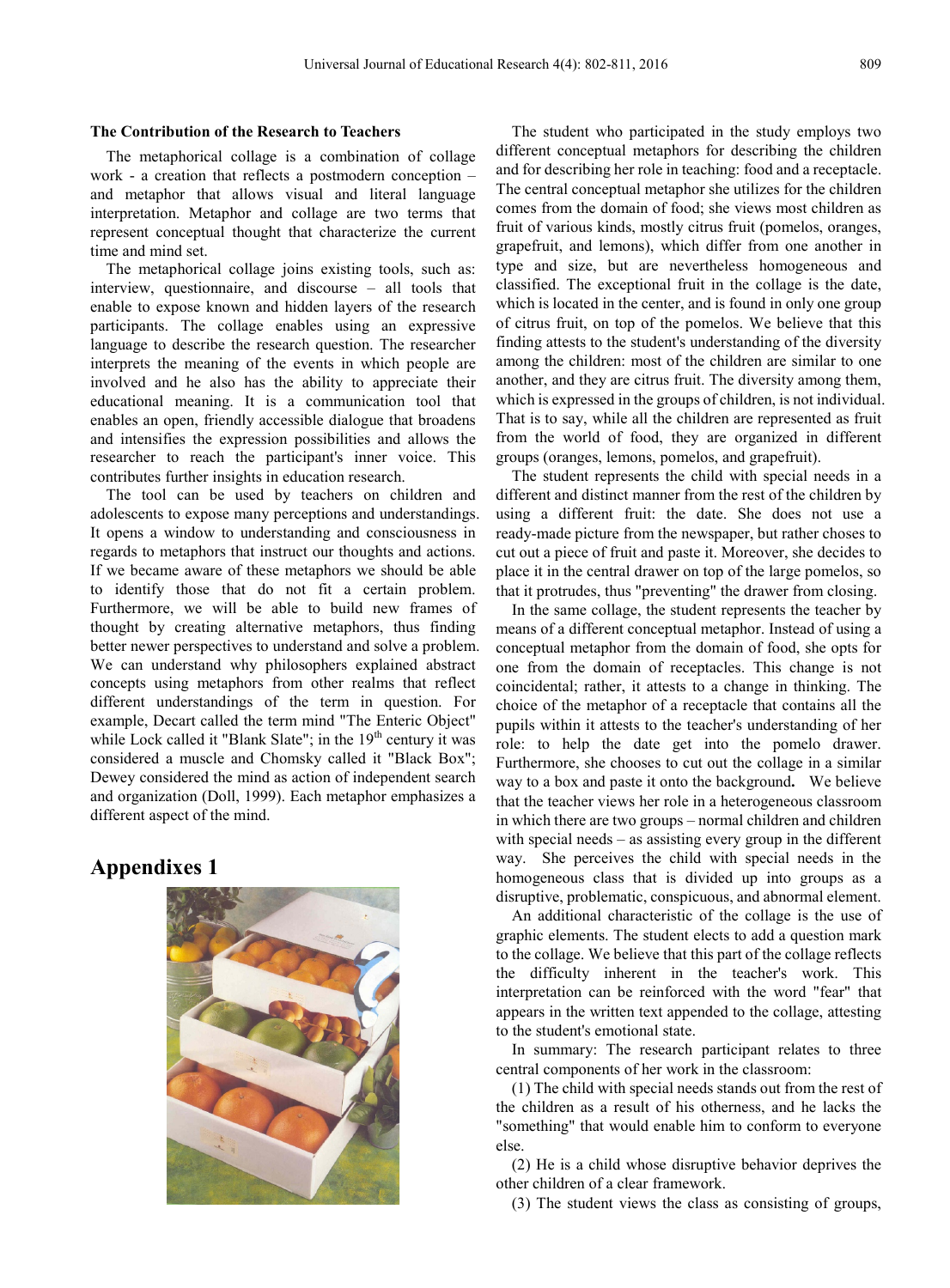### The Contribution of the Research to Teachers

The metaphorical collage is a combination of collage work - a creation that reflects a postmodern conception – and metaphor that allows visual and literal language interpretation. Metaphor and collage are two terms that represent conceptual thought that characterize the current time and mind set.

The metaphorical collage joins existing tools, such as: interview, questionnaire, and discourse – all tools that enable to expose known and hidden layers of the research participants. The collage enables using an expressive language to describe the research question. The researcher interprets the meaning of the events in which people are involved and he also has the ability to appreciate their educational meaning. It is a communication tool that enables an open, friendly accessible dialogue that broadens and intensifies the expression possibilities and allows the researcher to reach the participant's inner voice. This contributes further insights in education research.

The tool can be used by teachers on children and adolescents to expose many perceptions and understandings. It opens a window to understanding and consciousness in regards to metaphors that instruct our thoughts and actions. If we became aware of these metaphors we should be able to identify those that do not fit a certain problem. Furthermore, we will be able to build new frames of thought by creating alternative metaphors, thus finding better newer perspectives to understand and solve a problem. We can understand why philosophers explained abstract concepts using metaphors from other realms that reflect different understandings of the term in question. For example, Decart called the term mind "The Enteric Object" while Lock called it "Blank Slate"; in the 19th century it was considered a muscle and Chomsky called it "Black Box"; Dewey considered the mind as action of independent search and organization (Doll, 1999). Each metaphor emphasizes a different aspect of the mind.

## Appendixes 1

The student who participated in the study employs two different conceptual metaphors for describing the children and for describing her role in teaching: food and a receptacle. The central conceptual metaphor she utilizes for the children comes from the domain of food; she views most children as fruit of various kinds, mostly citrus fruit (pomelos, oranges, grapefruit, and lemons), which differ from one another in type and size, but are nevertheless homogeneous and classified. The exceptional fruit in the collage is the date, which is located in the center, and is found in only one group of citrus fruit, on top of the pomelos. We believe that this finding attests to the student's understanding of the diversity among the children: most of the children are similar to one another, and they are citrus fruit. The diversity among them, which is expressed in the groups of children, is not individual. That is to say, while all the children are represented as fruit from the world of food, they are organized in different groups (oranges, lemons, pomelos, and grapefruit).

The student represents the child with special needs in a different and distinct manner from the rest of the children by using a different fruit: the date. She does not use a ready-made picture from the newspaper, but rather choses to cut out a piece of fruit and paste it. Moreover, she decides to place it in the central drawer on top of the large pomelos, so that it protrudes, thus "preventing" the drawer from closing.

In the same collage, the student represents the teacher by means of a different conceptual metaphor. Instead of using a conceptual metaphor from the domain of food, she opts for one from the domain of receptacles. This change is not coincidental; rather, it attests to a change in thinking. The choice of the metaphor of a receptacle that contains all the pupils within it attests to the teacher's understanding of her role: to help the date get into the pomelo drawer. Furthermore, she chooses to cut out the collage in a similar way to a box and paste it onto the background. We believe that the teacher views her role in a heterogeneous classroom in which there are two groups – normal children and children with special needs – as assisting every group in the different way. She perceives the child with special needs in the homogeneous class that is divided up into groups as a disruptive, problematic, conspicuous, and abnormal element.

An additional characteristic of the collage is the use of graphic elements. The student elects to add a question mark to the collage. We believe that this part of the collage reflects the difficulty inherent in the teacher's work. This interpretation can be reinforced with the word "fear" that appears in the written text appended to the collage, attesting to the student's emotional state.

In summary: The research participant relates to three central components of her work in the classroom:

(1) The child with special needs stands out from the rest of the children as a result of his otherness, and he lacks the "something" that would enable him to conform to everyone else.

(2) He is a child whose disruptive behavior deprives the other children of a clear framework.

(3) The student views the class as consisting of groups,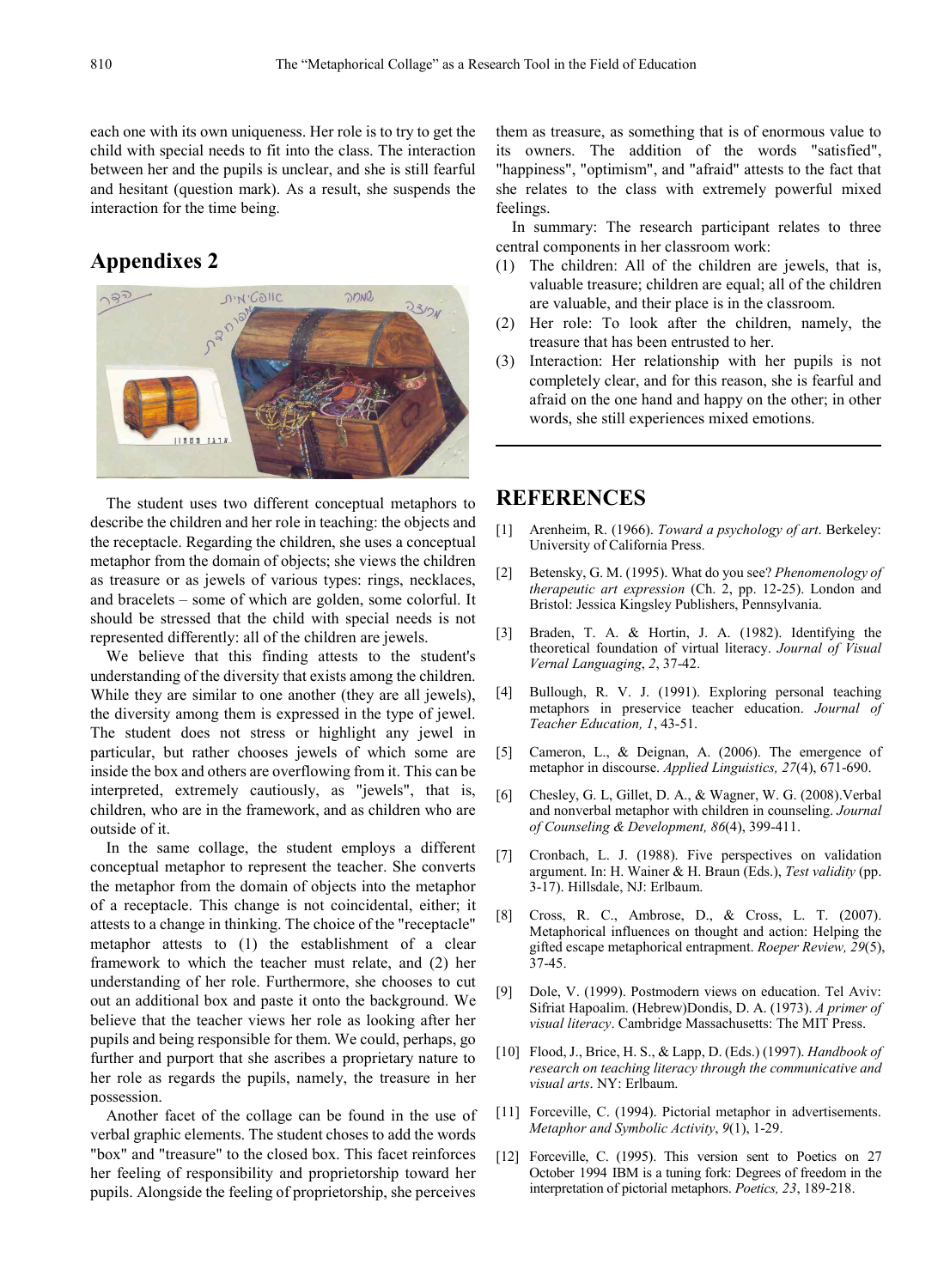each one with its own uniqueness. Her role is to try to get the child with special needs to fit into the class. The interaction between her and the pupils is unclear, and she is still fearful and hesitant (question mark). As a result, she suspends the interaction for the time being.

## Appendixes 2

The student uses two different conceptual metaphors to describe the children and her role in teaching: the objects and the receptacle. Regarding the children, she uses a conceptual metaphor from the domain of objects; she views the children as treasure or as jewels of various types: rings, necklaces, and bracelets – some of which are golden, some colorful. It should be stressed that the child with special needs is not represented differently: all of the children are jewels.

We believe that this finding attests to the student's understanding of the diversity that exists among the children. While they are similar to one another (they are all jewels), the diversity among them is expressed in the type of jewel. The student does not stress or highlight any jewel in particular, but rather chooses jewels of which some are inside the box and others are overflowing from it. This can be interpreted, extremely cautiously, as "jewels", that is, children, who are in the framework, and as children who are outside of it.

In the same collage, the student employs a different conceptual metaphor to represent the teacher. She converts the metaphor from the domain of objects into the metaphor of a receptacle. This change is not coincidental, either; it attests to a change in thinking. The choice of the "receptacle" metaphor attests to (1) the establishment of a clear framework to which the teacher must relate, and (2) her understanding of her role. Furthermore, she chooses to cut out an additional box and paste it onto the background. We believe that the teacher views her role as looking after her pupils and being responsible for them. We could, perhaps, go further and purport that she ascribes a proprietary nature to her role as regards the pupils, namely, the treasure in her possession.

Another facet of the collage can be found in the use of verbal graphic elements. The student choses to add the words "box" and "treasure" to the closed box. This facet reinforces her feeling of responsibility and proprietorship toward her pupils. Alongside the feeling of proprietorship, she perceives them as treasure, as something that is of enormous value to its owners. The addition of the words "satisfied", "happiness", "optimism", and "afraid" attests to the fact that she relates to the class with extremely powerful mixed feelings.

In summary: The research participant relates to three central components in her classroom work:

1. The children: All of the children are jewels, that is, valuable treasure; children are equal; all of the children are valuable, and their place is in the classroom.
2. Her role: To look after the children, namely, the treasure that has been entrusted to her.
3. Interaction: Her relationship with her pupils is not completely clear, and for this reason, she is fearful and afraid on the one hand and happy on the other; in other words, she still experiences mixed emotions.

## REFERENCES

[1] Arenheim, R. (1966). *Toward a psychology of art*. Berkeley: University of California Press.

[2] Betensky, G. M. (1995). What do you see? *Phenomenology of therapeutic art expression* (Ch. 2, pp. 12-25). London and Bristol: Jessica Kingsley Publishers, Pennsylvania.

[3] Braden, T. A. & Hortin, J. A. (1982). Identifying the theoretical foundation of virtual literacy. *Journal of Visual Vernal Languaging*, *2*, 37-42.

[4] Bullough, R. V. J. (1991). Exploring personal teaching metaphors in preservice teacher education. *Journal of Teacher Education, 1*, 43-51.

[5] Cameron, L., & Deignan, A. (2006). The emergence of metaphor in discourse. *Applied Linguistics, 27*(4), 671-690.

[6] Chesley, G. L, Gillet, D. A., & Wagner, W. G. (2008).Verbal and nonverbal metaphor with children in counseling. *Journal of Counseling & Development, 86*(4), 399-411.

[7] Cronbach, L. J. (1988). Five perspectives on validation argument. In: H. Wainer & H. Braun (Eds.), *Test validity* (pp. 3-17). Hillsdale, NJ: Erlbaum.

[8] Cross, R. C., Ambrose, D., & Cross, L. T. (2007). Metaphorical influences on thought and action: Helping the gifted escape metaphorical entrapment. *Roeper Review, 29*(5), 37-45.

[9] Dole, V. (1999). Postmodern views on education. Tel Aviv: Sifriat Hapoalim. (Hebrew)Dondis, D. A. (1973). *A primer of visual literacy*. Cambridge Massachusetts: The MIT Press.

[10] Flood, J., Brice, H. S., & Lapp, D. (Eds.) (1997). *Handbook of research on teaching literacy through the communicative and visual arts*. NY: Erlbaum.

[11] Forceville, C. (1994). Pictorial metaphor in advertisements. *Metaphor and Symbolic Activity*, *9*(1), 1-29.

[12] Forceville, C. (1995). This version sent to Poetics on 27 October 1994 IBM is a tuning fork: Degrees of freedom in the interpretation of pictorial metaphors. *Poetics, 23*, 189-218.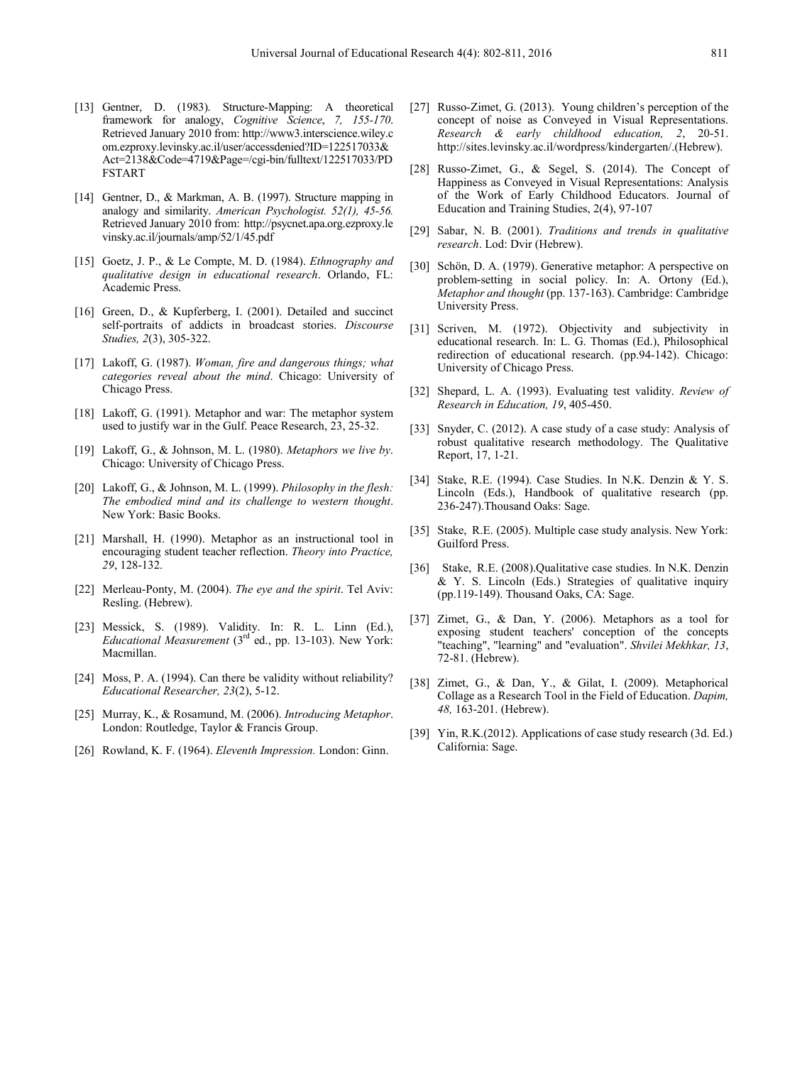[13] Gentner, D. (1983). Structure-Mapping: A theoretical framework for analogy, *Cognitive Science*, *7, 155-170*. Retrieved January 2010 from: http://www3.interscience.wiley.com.ezproxy.levinsky.ac.il/user/accessdenied?ID=122517033&Act=2138&Code=4719&Page=/cgi-bin/fulltext/122517033/PDFSTART

[14] Gentner, D., & Markman, A. B. (1997). Structure mapping in analogy and similarity. *American Psychologist. 52(1), 45-56.* Retrieved January 2010 from: http://psycnet.apa.org.ezproxy.levinsky.ac.il/journals/amp/52/1/45.pdf

[15] Goetz, J. P., & Le Compte, M. D. (1984). *Ethnography and qualitative design in educational research*. Orlando, FL: Academic Press.

[16] Green, D., & Kupferberg, I. (2001). Detailed and succinct self-portraits of addicts in broadcast stories. *Discourse Studies, 2*(3), 305-322.

[17] Lakoff, G. (1987). *Woman, fire and dangerous things; what categories reveal about the mind*. Chicago: University of Chicago Press.

[18] Lakoff, G. (1991). Metaphor and war: The metaphor system used to justify war in the Gulf. Peace Research, 23, 25-32.

[19] Lakoff, G., & Johnson, M. L. (1980). *Metaphors we live by*. Chicago: University of Chicago Press.

[20] Lakoff, G., & Johnson, M. L. (1999). *Philosophy in the flesh: The embodied mind and its challenge to western thought*. New York: Basic Books.

[21] Marshall, H. (1990). Metaphor as an instructional tool in encouraging student teacher reflection. *Theory into Practice, 29*, 128-132.

[22] Merleau-Ponty, M. (2004). *The eye and the spirit*. Tel Aviv: Resling. (Hebrew).

[23] Messick, S. (1989). Validity. In: R. L. Linn (Ed.), *Educational Measurement* (3rd ed., pp. 13-103). New York: Macmillan.

[24] Moss, P. A. (1994). Can there be validity without reliability? *Educational Researcher, 23*(2), 5-12.

[25] Murray, K., & Rosamund, M. (2006). *Introducing Metaphor*. London: Routledge, Taylor & Francis Group.

[26] Rowland, K. F. (1964). *Eleventh Impression.* London: Ginn.

[27] Russo-Zimet, G. (2013). Young children's perception of the concept of noise as Conveyed in Visual Representations. *Research & early childhood education, 2*, 20-51. http://sites.levinsky.ac.il/wordpress/kindergarten/.(Hebrew).

[28] Russo-Zimet, G., & Segel, S. (2014). The Concept of Happiness as Conveyed in Visual Representations: Analysis of the Work of Early Childhood Educators. Journal of Education and Training Studies, 2(4), 97-107

[29] Sabar, N. B. (2001). *Traditions and trends in qualitative research*. Lod: Dvir (Hebrew).

[30] Schön, D. A. (1979). Generative metaphor: A perspective on problem-setting in social policy. In: A. Ortony (Ed.), *Metaphor and thought* (pp. 137-163). Cambridge: Cambridge University Press.

[31] Scriven, M. (1972). Objectivity and subjectivity in educational research. In: L. G. Thomas (Ed.), Philosophical redirection of educational research. (pp.94-142). Chicago: University of Chicago Press.

[32] Shepard, L. A. (1993). Evaluating test validity. *Review of Research in Education, 19*, 405-450.

[33] Snyder, C. (2012). A case study of a case study: Analysis of robust qualitative research methodology. The Qualitative Report, 17, 1-21.

[34] Stake, R.E. (1994). Case Studies. In N.K. Denzin & Y. S. Lincoln (Eds.), Handbook of qualitative research (pp. 236-247).Thousand Oaks: Sage.

[35] Stake, R.E. (2005). Multiple case study analysis. New York: Guilford Press.

[36] Stake, R.E. (2008).Qualitative case studies. In N.K. Denzin & Y. S. Lincoln (Eds.) Strategies of qualitative inquiry (pp.119-149). Thousand Oaks, CA: Sage.

[37] Zimet, G., & Dan, Y. (2006). Metaphors as a tool for exposing student teachers' conception of the concepts "teaching", "learning" and "evaluation". *Shvilei Mekhkar, 13*, 72-81. (Hebrew).

[38] Zimet, G., & Dan, Y., & Gilat, I. (2009). Metaphorical Collage as a Research Tool in the Field of Education. *Dapim, 48,* 163-201. (Hebrew).

[39] Yin, R.K.(2012). Applications of case study research (3d. Ed.) California: Sage.